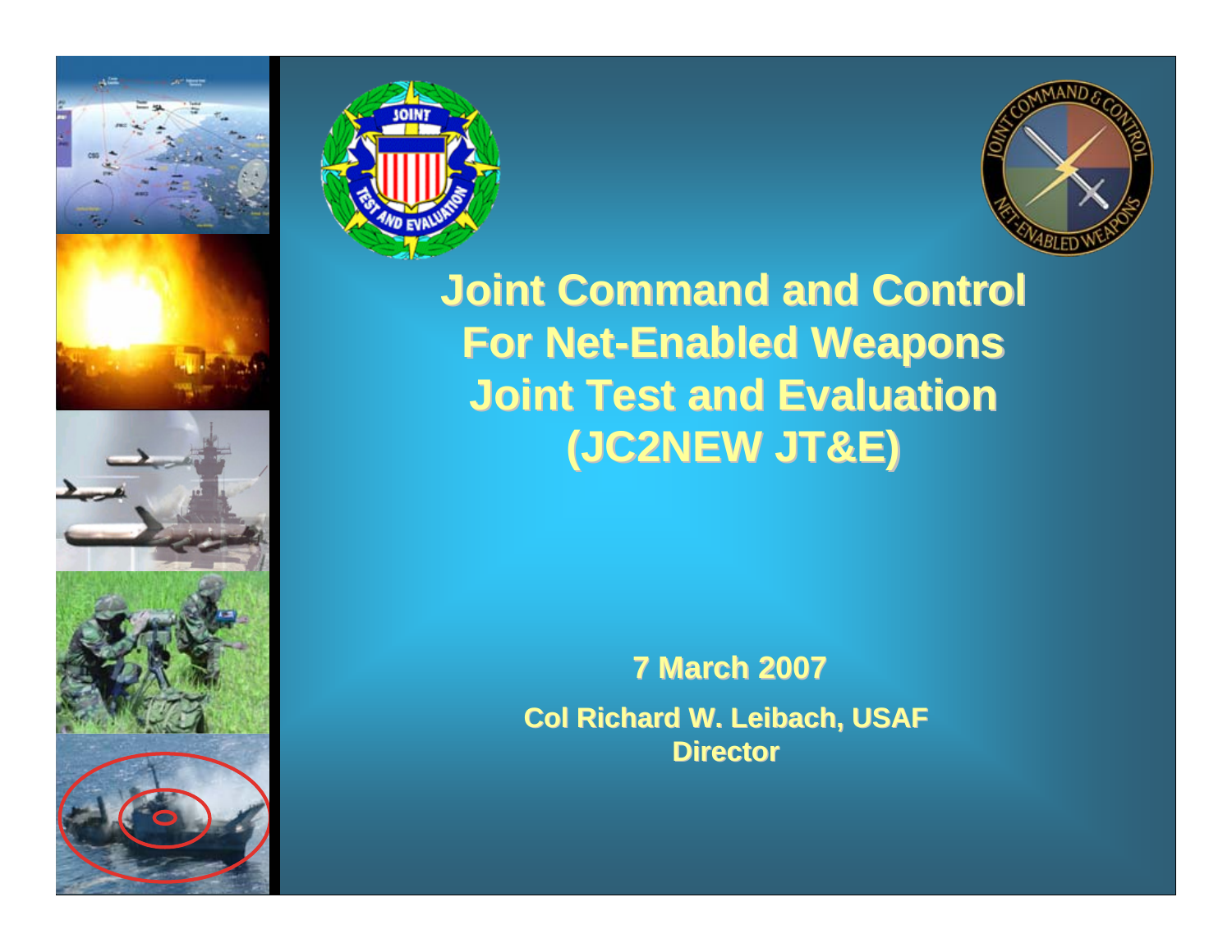# Joint Command and Control For Net-Enabled Weapons Joint Test and Evaluation (JC2NEW JT&E)

**7 March 2007**

**Col Richard W. Leibach, USAF**
**Director**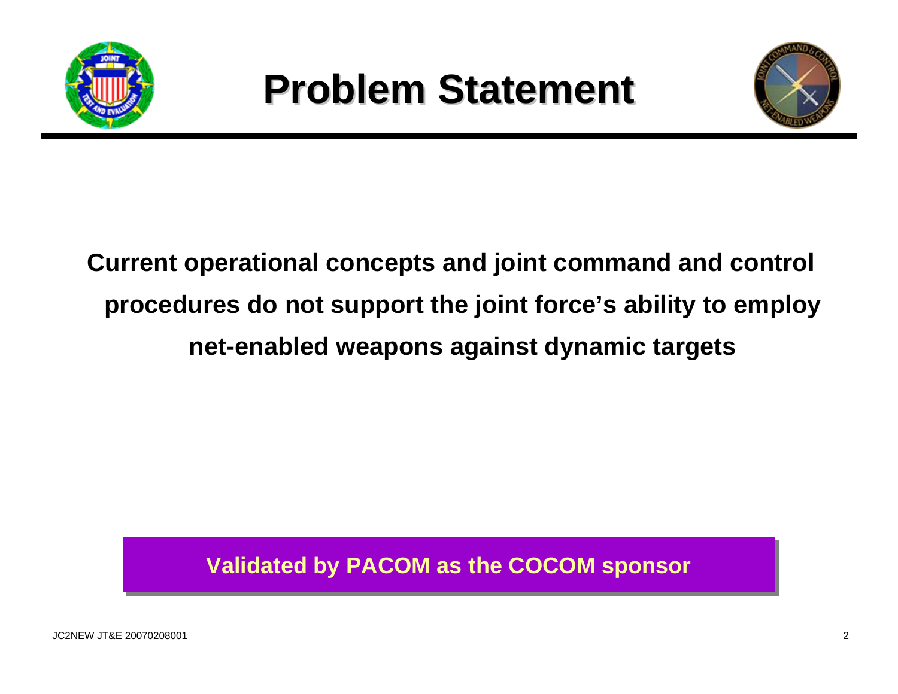# Problem Statement

**Current operational concepts and joint command and control procedures do not support the joint force's ability to employ net-enabled weapons against dynamic targets**

**Validated by PACOM as the COCOM sponsor**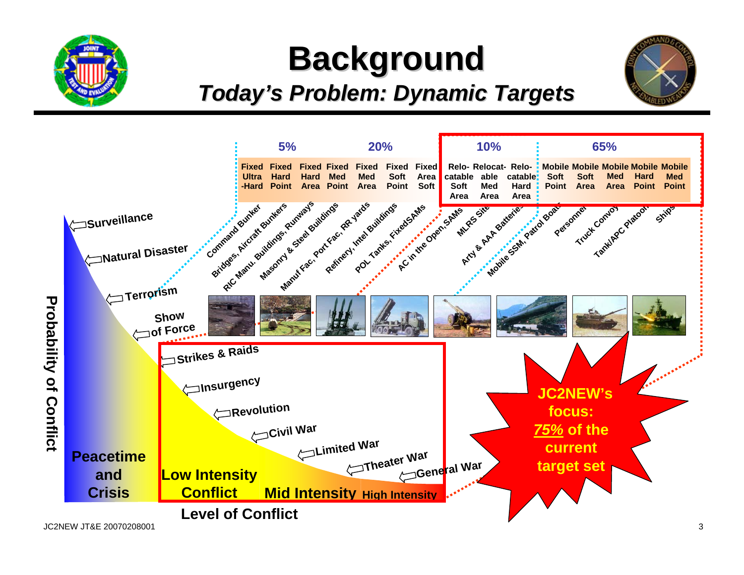# Background

## *Today's Problem: Dynamic Targets*

| 5% | | | 20% | | | | 10% | | | 65% | | | | |
|---|---|---|---|---|---|---|---|---|---|---|---|---|---|---|
| Fixed Ultra -Hard | Fixed Hard Point | Fixed Hard Area | Fixed Med Point | Fixed Med Area | Fixed Soft Point | Fixed Area Soft | Relo-catable Soft Area | Relocat-able Med Area | Relo-catable Hard Area | Mobile Soft Point | Mobile Soft Area | Mobile Med Area | Mobile Hard Point | Mobile Med Point |

Command Bunker, Bridges, Aircraft Bunkers, RIC Manu. Buildings, Runways, Masonry & Steel Buildings, Manuf Fac, Port Fac, RR yards, Refinery, Intel Buildings, POL Tanks, FixedSAMs, AC in the Open, SAMs, MLRS Site, Arty & AAA Batteries, Mobile SSM, Patrol Boats, Personnel, Truck Convoy, Tank/APC Platoon, Ships

**Probability of Conflict**

- Surveillance
- Natural Disaster
- Terrorism
- Show of Force
- Strikes & Raids
- Insurgency
- Revolution
- Civil War
- Limited War
- Theater War
- General War

**Peacetime and Crisis** | **Low Intensity Conflict** | **Mid Intensity** | **High Intensity**

**Level of Conflict**

**JC2NEW's focus: _75%_ of the current target set**

JC2NEW JT&E 20070208001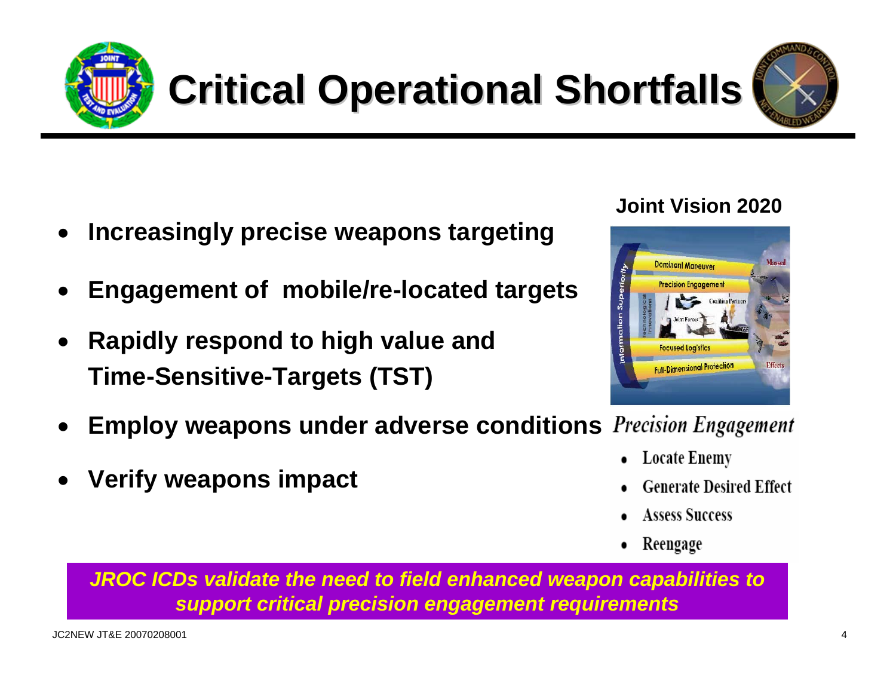# Critical Operational Shortfalls

- **Increasingly precise weapons targeting**
- **Engagement of mobile/re-located targets**
- **Rapidly respond to high value and Time-Sensitive-Targets (TST)**
- **Employ weapons under adverse conditions**
- **Verify weapons impact**

**Joint Vision 2020**

*Precision Engagement*

- Locate Enemy
- Generate Desired Effect
- Assess Success
- Reengage

***JROC ICDs validate the need to field enhanced weapon capabilities to support critical precision engagement requirements***

JC2NEW JT&E 20070208001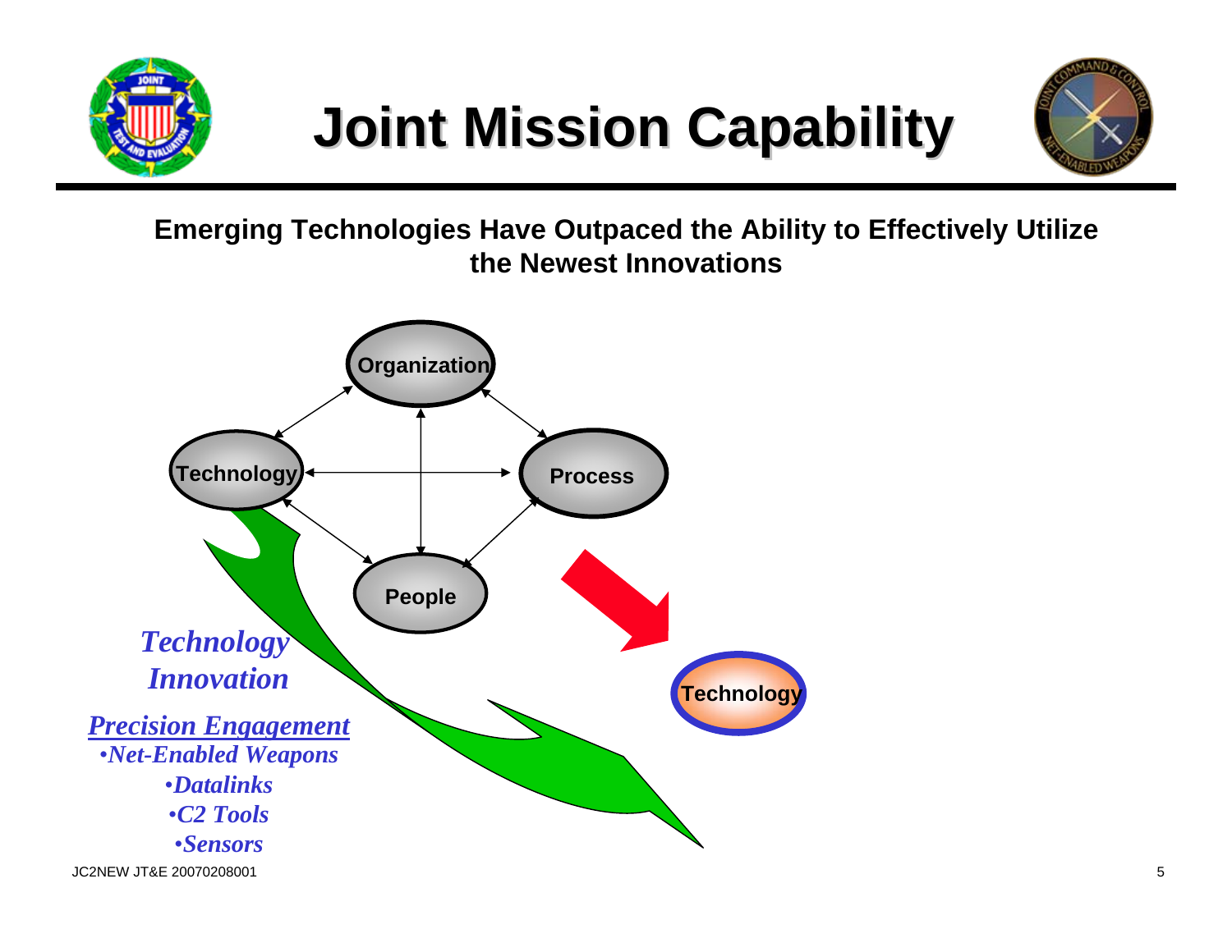# Joint Mission Capability

**Emerging Technologies Have Outpaced the Ability to Effectively Utilize the Newest Innovations**

**Organization**

**Technology**

**Process**

**People**

**Technology**

***Technology Innovation***

***Precision Engagement***

- *Net-Enabled Weapons*
- *Datalinks*
- *C2 Tools*
- *Sensors*

JC2NEW JT&E 20070208001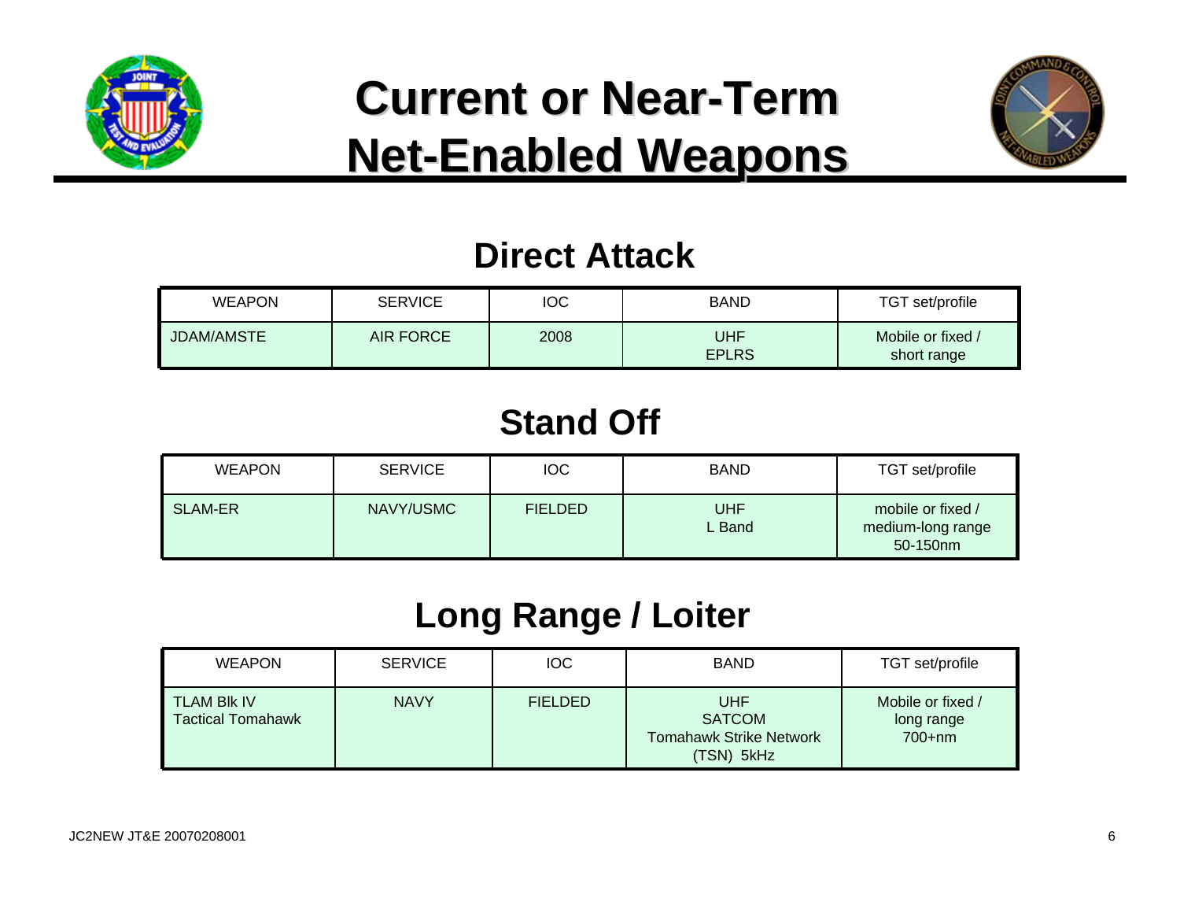# Current or Near-Term Net-Enabled Weapons

## Direct Attack

| WEAPON | SERVICE | IOC | BAND | TGT set/profile |
| --- | --- | --- | --- | --- |
| JDAM/AMSTE | AIR FORCE | 2008 | UHF<br>EPLRS | Mobile or fixed /<br>short range |

## Stand Off

| WEAPON | SERVICE | IOC | BAND | TGT set/profile |
| --- | --- | --- | --- | --- |
| SLAM-ER | NAVY/USMC | FIELDED | UHF<br>L Band | mobile or fixed /<br>medium-long range<br>50-150nm |

## Long Range / Loiter

| WEAPON | SERVICE | IOC | BAND | TGT set/profile |
| --- | --- | --- | --- | --- |
| TLAM Blk IV<br>Tactical Tomahawk | NAVY | FIELDED | UHF<br>SATCOM<br>Tomahawk Strike Network<br>(TSN) 5kHz | Mobile or fixed /<br>long range<br>700+nm |

JC2NEW JT&E 20070208001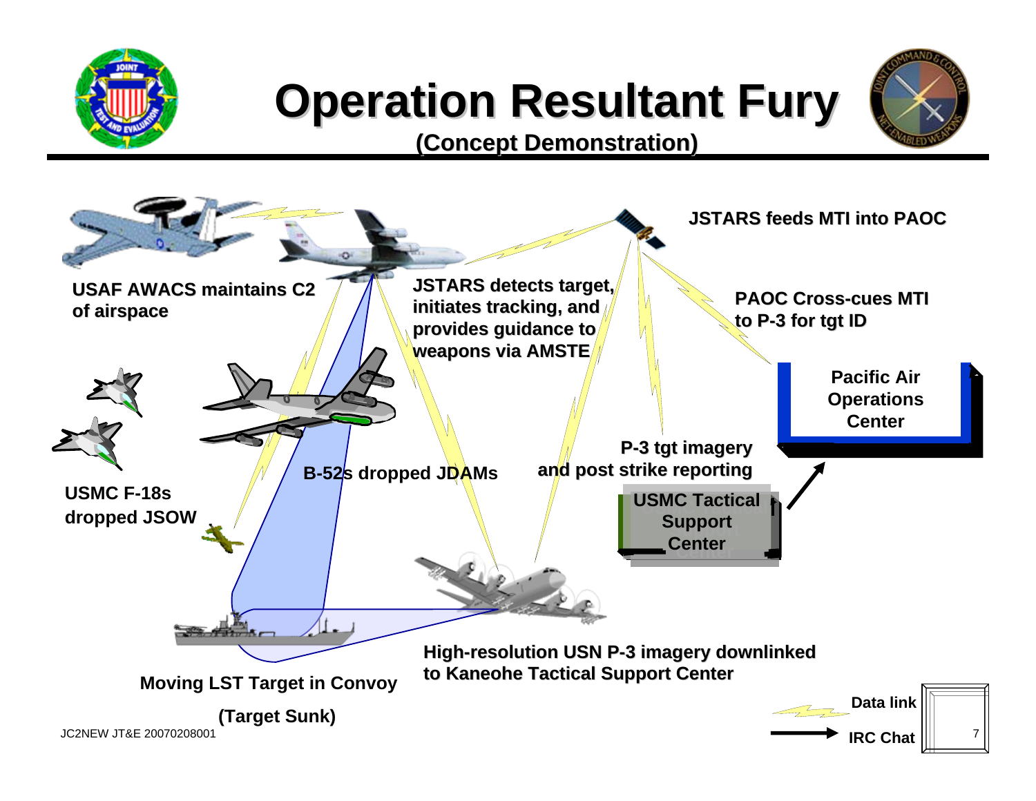# Operation Resultant Fury

**(Concept Demonstration)**

**USAF AWACS maintains C2 of airspace**

**JSTARS detects target, initiates tracking, and provides guidance to weapons via AMSTE**

**JSTARS feeds MTI into PAOC**

**PAOC Cross-cues MTI to P-3 for tgt ID**

**Pacific Air Operations Center**

**P-3 tgt imagery and post strike reporting**

**USMC Tactical Support Center**

**B-52s dropped JDAMs**

**USMC F-18s dropped JSOW**

**Moving LST Target in Convoy**

**(Target Sunk)**

**High-resolution USN P-3 imagery downlinked to Kaneohe Tactical Support Center**

**Data link**

**IRC Chat**

JC2NEW JT&E 20070208001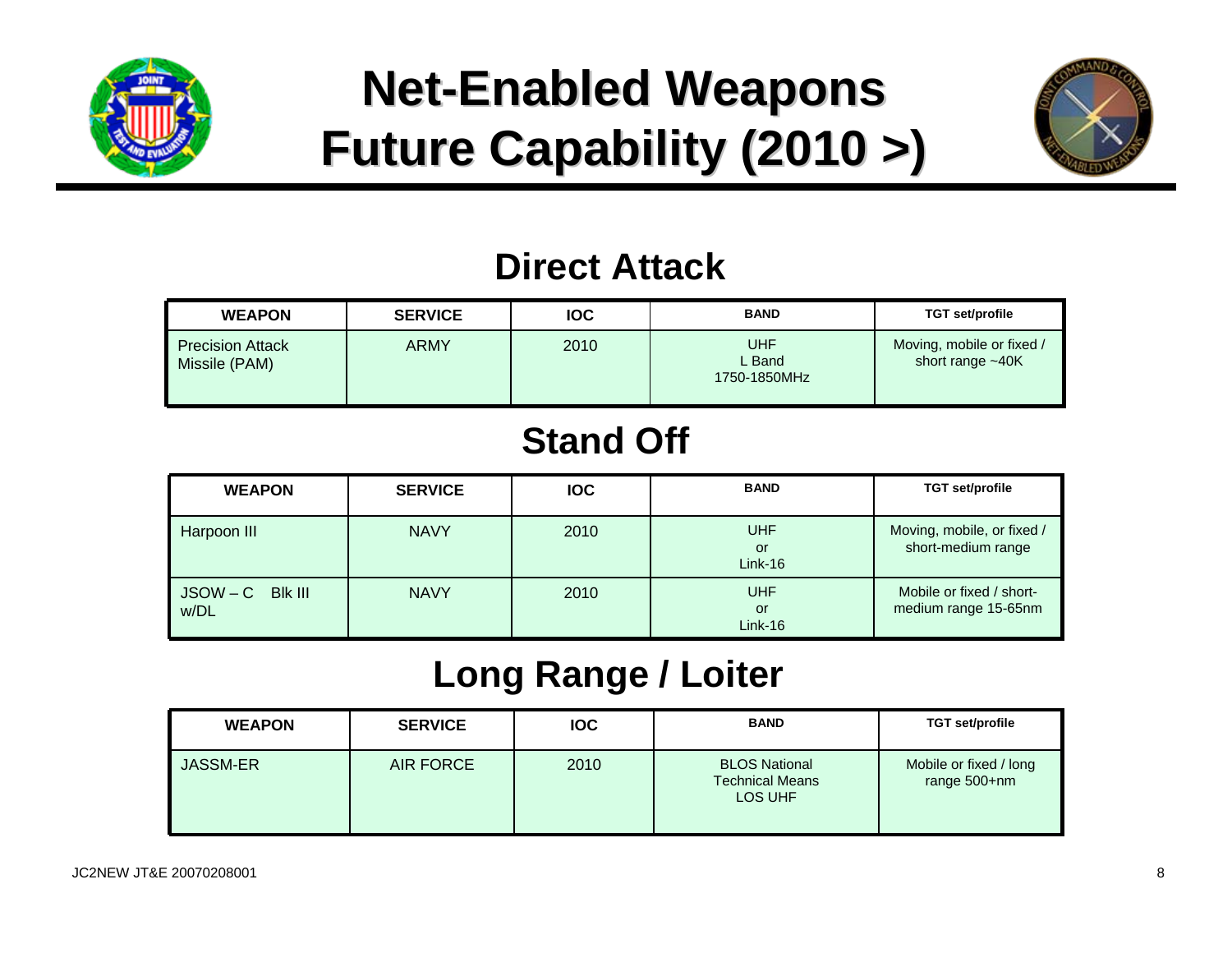# Net-Enabled Weapons Future Capability (2010 >)

## Direct Attack

| WEAPON | SERVICE | IOC | BAND | TGT set/profile |
| --- | --- | --- | --- | --- |
| Precision Attack Missile (PAM) | ARMY | 2010 | UHF L Band 1750-1850MHz | Moving, mobile or fixed / short range ~40K |

## Stand Off

| WEAPON | SERVICE | IOC | BAND | TGT set/profile |
| --- | --- | --- | --- | --- |
| Harpoon III | NAVY | 2010 | UHF or Link-16 | Moving, mobile, or fixed / short-medium range |
| JSOW – C Blk III w/DL | NAVY | 2010 | UHF or Link-16 | Mobile or fixed / short-medium range 15-65nm |

## Long Range / Loiter

| WEAPON | SERVICE | IOC | BAND | TGT set/profile |
| --- | --- | --- | --- | --- |
| JASSM-ER | AIR FORCE | 2010 | BLOS National Technical Means LOS UHF | Mobile or fixed / long range 500+nm |

JC2NEW JT&E 20070208001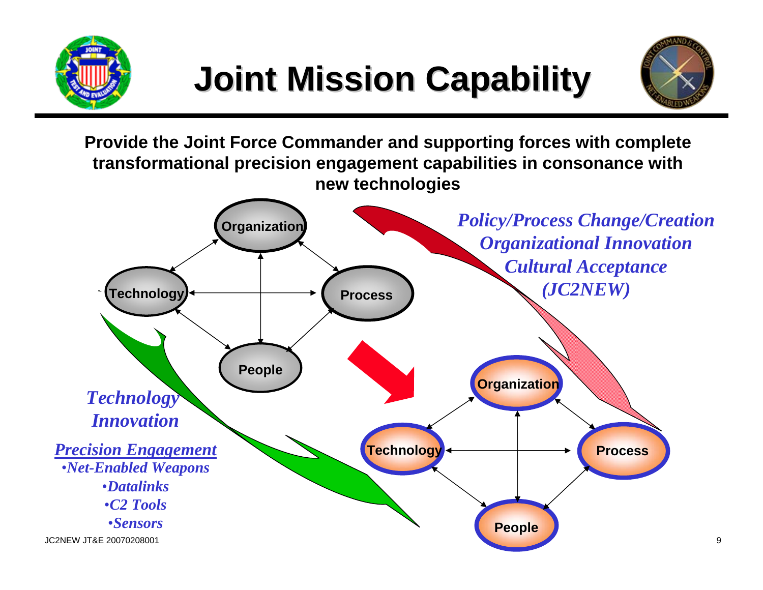# Joint Mission Capability

**Provide the Joint Force Commander and supporting forces with complete transformational precision engagement capabilities in consonance with new technologies**

Organization

Technology

Process

People

*Policy/Process Change/Creation*
*Organizational Innovation*
*Cultural Acceptance*
*(JC2NEW)*

*Technology Innovation*

*Precision Engagement*
- *Net-Enabled Weapons*
- *Datalinks*
- *C2 Tools*
- *Sensors*

Organization

Technology

Process

People

JC2NEW JT&E 20070208001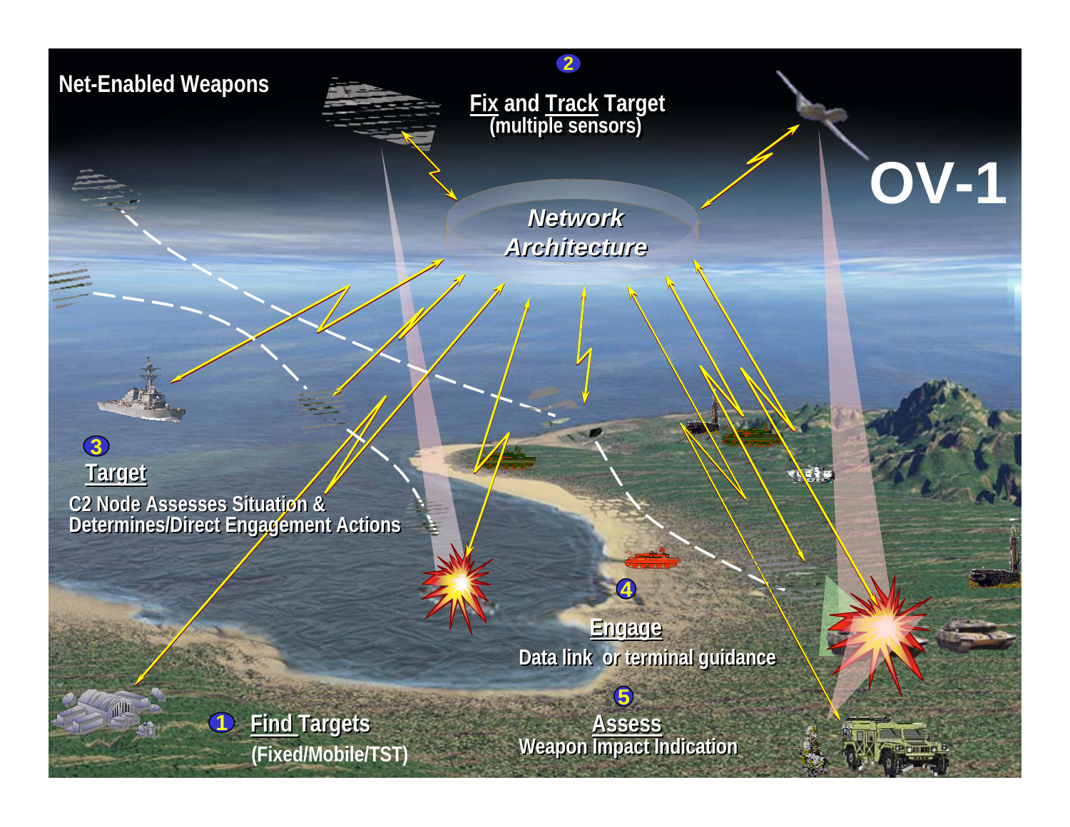Net-Enabled Weapons

**OV-1**

2 **Fix and Track Target**
(multiple sensors)

*Network Architecture*

3 **Target**
C2 Node Assesses Situation & Determines/Direct Engagement Actions

4 **Engage**
Data link or terminal guidance

5 **Assess**
Weapon Impact Indication

1 **Find Targets**
(Fixed/Mobile/TST)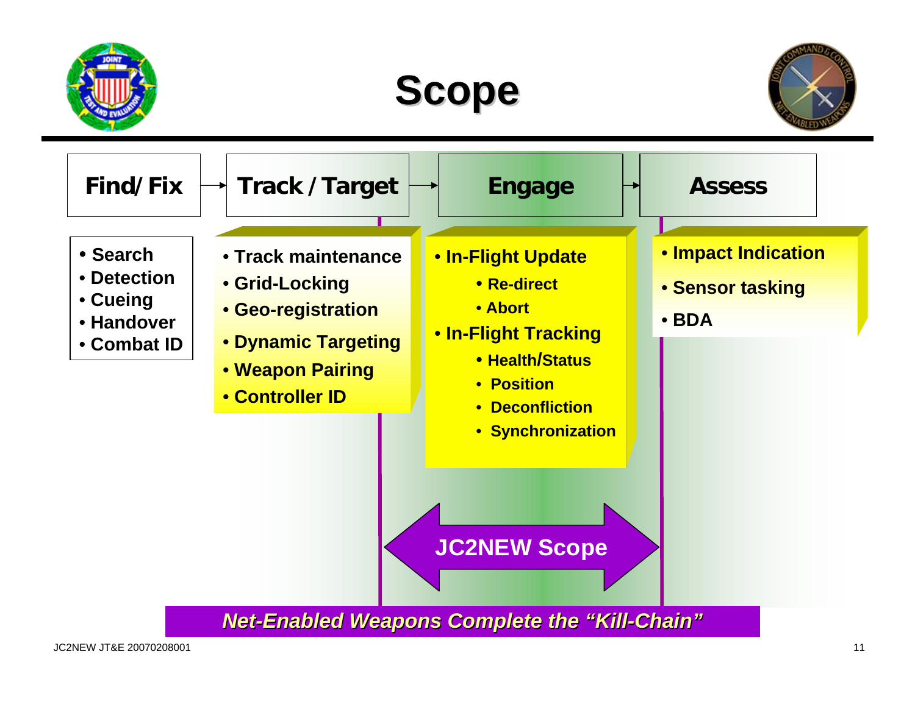# Scope

| Find/ Fix | Track / Target | Engage | Assess |
| --- | --- | --- | --- |
| • Search<br>• Detection<br>• Cueing<br>• Handover<br>• Combat ID | • Track maintenance<br>• Grid-Locking<br>• Geo-registration<br>• Dynamic Targeting<br>• Weapon Pairing<br>• Controller ID | • In-Flight Update<br>  • Re-direct<br>  • Abort<br>• In-Flight Tracking<br>  • Health/Status<br>  • Position<br>  • Deconfliction<br>  • Synchronization | • Impact Indication<br>• Sensor tasking<br>• BDA |

**JC2NEW Scope**

***Net-Enabled Weapons Complete the "Kill-Chain"***

JC2NEW JT&E 20070208001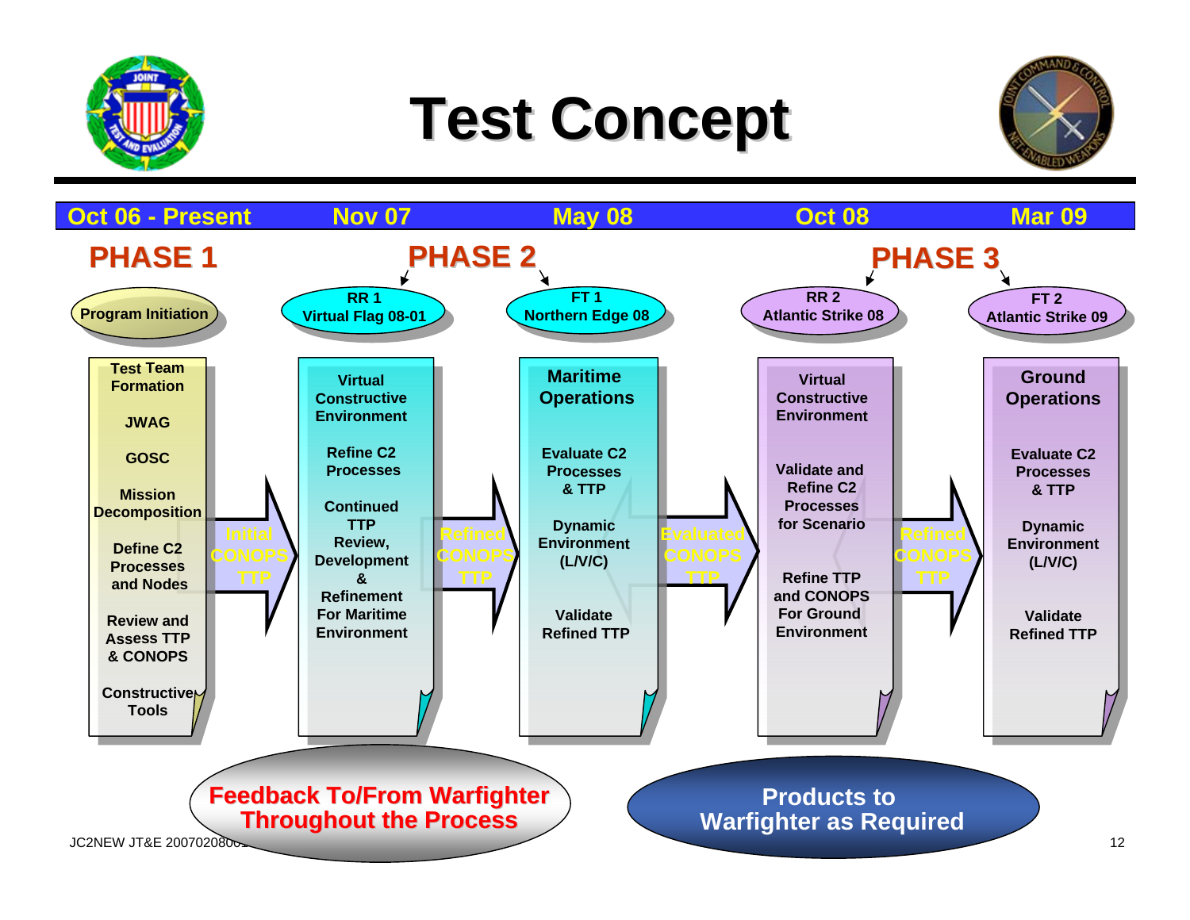# Test Concept

| Oct 06 - Present | Nov 07 | May 08 | Oct 08 | Mar 09 |
|---|---|---|---|---|
| **PHASE 1** | **PHASE 2** | | **PHASE 3** | |
| Program Initiation | RR 1 Virtual Flag 08-01 | FT 1 Northern Edge 08 | RR 2 Atlantic Strike 08 | FT 2 Atlantic Strike 09 |
| Test Team Formation<br>JWAG<br>GOSC<br>Mission Decomposition<br>Define C2 Processes and Nodes<br>Review and Assess TTP & CONOPS<br>Constructive Tools | Virtual Constructive Environment<br>Refine C2 Processes<br>Continued TTP Review, Development & Refinement For Maritime Environment | Maritime Operations<br>Evaluate C2 Processes & TTP<br>Dynamic Environment (L/V/C)<br>Validate Refined TTP | Virtual Constructive Environment<br>Validate and Refine C2 Processes for Scenario<br>Refine TTP and CONOPS For Ground Environment | Ground Operations<br>Evaluate C2 Processes & TTP<br>Dynamic Environment (L/V/C)<br>Validate Refined TTP |

Transitions between phases (arrows, left to right):

- Phase 1 → RR 1: Initial CONOPS TTP
- RR 1 → FT 1: Refined CONOPS TTP
- FT 1 → RR 2: Evaluated CONOPS TTP
- RR 2 → FT 2: Refined CONOPS TTP

**Feedback To/From Warfighter Throughout the Process**

**Products to Warfighter as Required**

JC2NEW JT&E 20070208001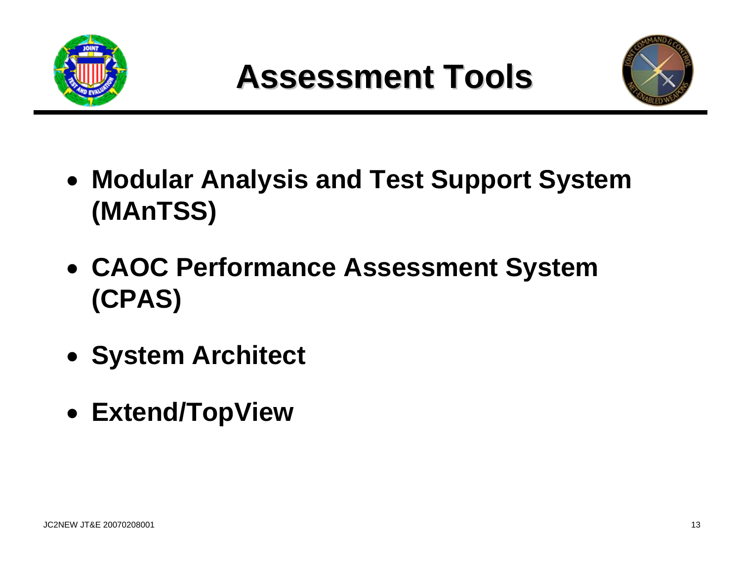# Assessment Tools

- **Modular Analysis and Test Support System (MAnTSS)**
- **CAOC Performance Assessment System (CPAS)**
- **System Architect**
- **Extend/TopView**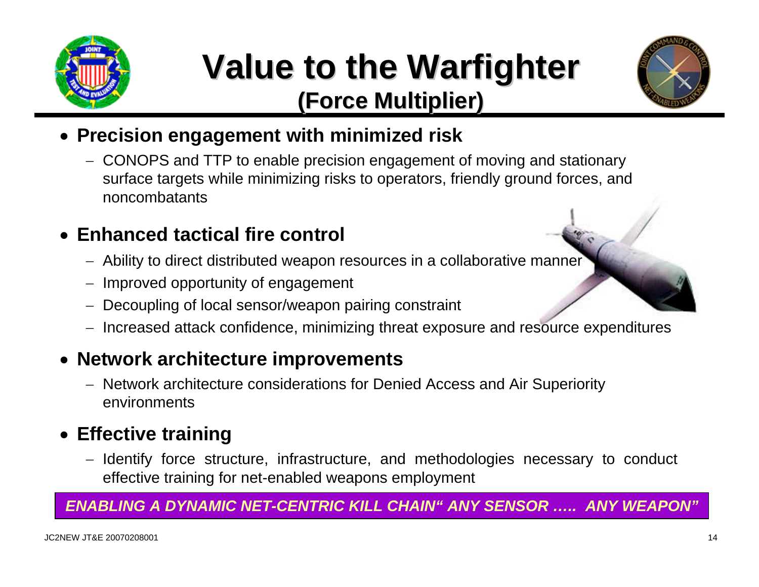# Value to the Warfighter

## (Force Multiplier)

- **Precision engagement with minimized risk**
  - CONOPS and TTP to enable precision engagement of moving and stationary surface targets while minimizing risks to operators, friendly ground forces, and noncombatants
- **Enhanced tactical fire control**
  - Ability to direct distributed weapon resources in a collaborative manner
  - Improved opportunity of engagement
  - Decoupling of local sensor/weapon pairing constraint
  - Increased attack confidence, minimizing threat exposure and resource expenditures
- **Network architecture improvements**
  - Network architecture considerations for Denied Access and Air Superiority environments
- **Effective training**
  - Identify force structure, infrastructure, and methodologies necessary to conduct effective training for net-enabled weapons employment

***ENABLING A DYNAMIC NET-CENTRIC KILL CHAIN" ANY SENSOR ….. ANY WEAPON"***

JC2NEW JT&E 20070208001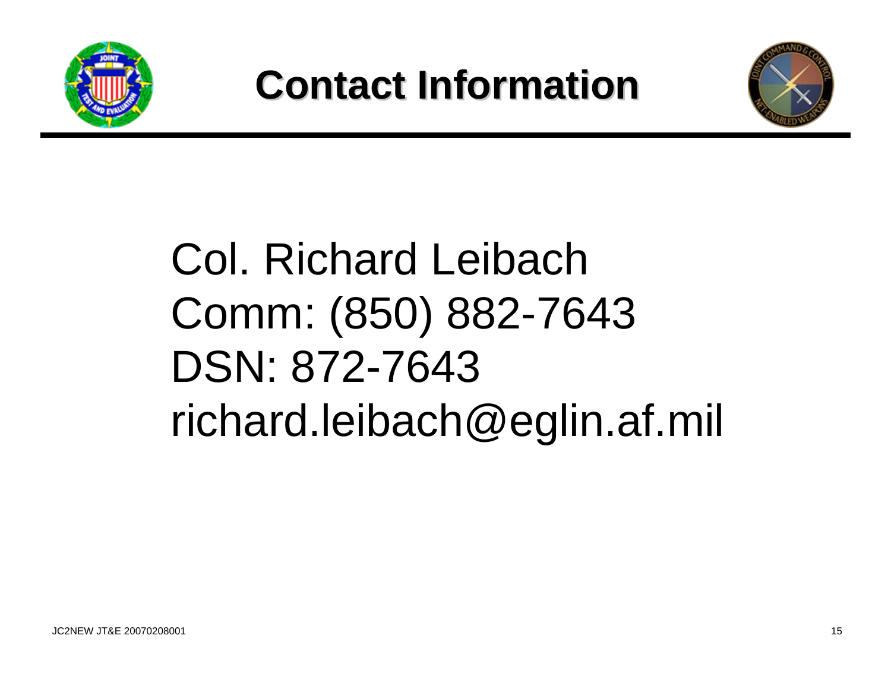# Contact Information

Col. Richard Leibach
Comm: (850) 882-7643
DSN: 872-7643
richard.leibach@eglin.af.mil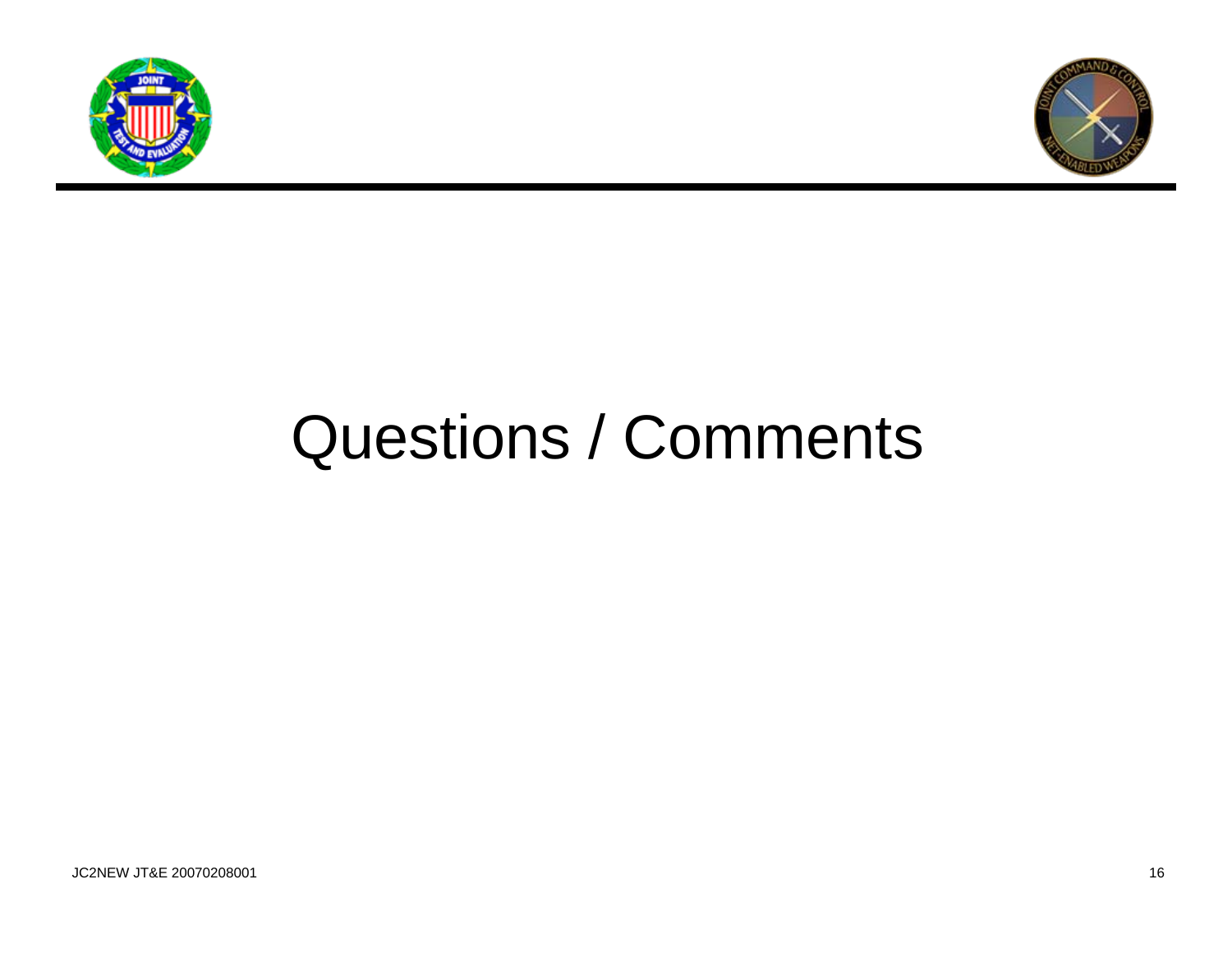# Questions / Comments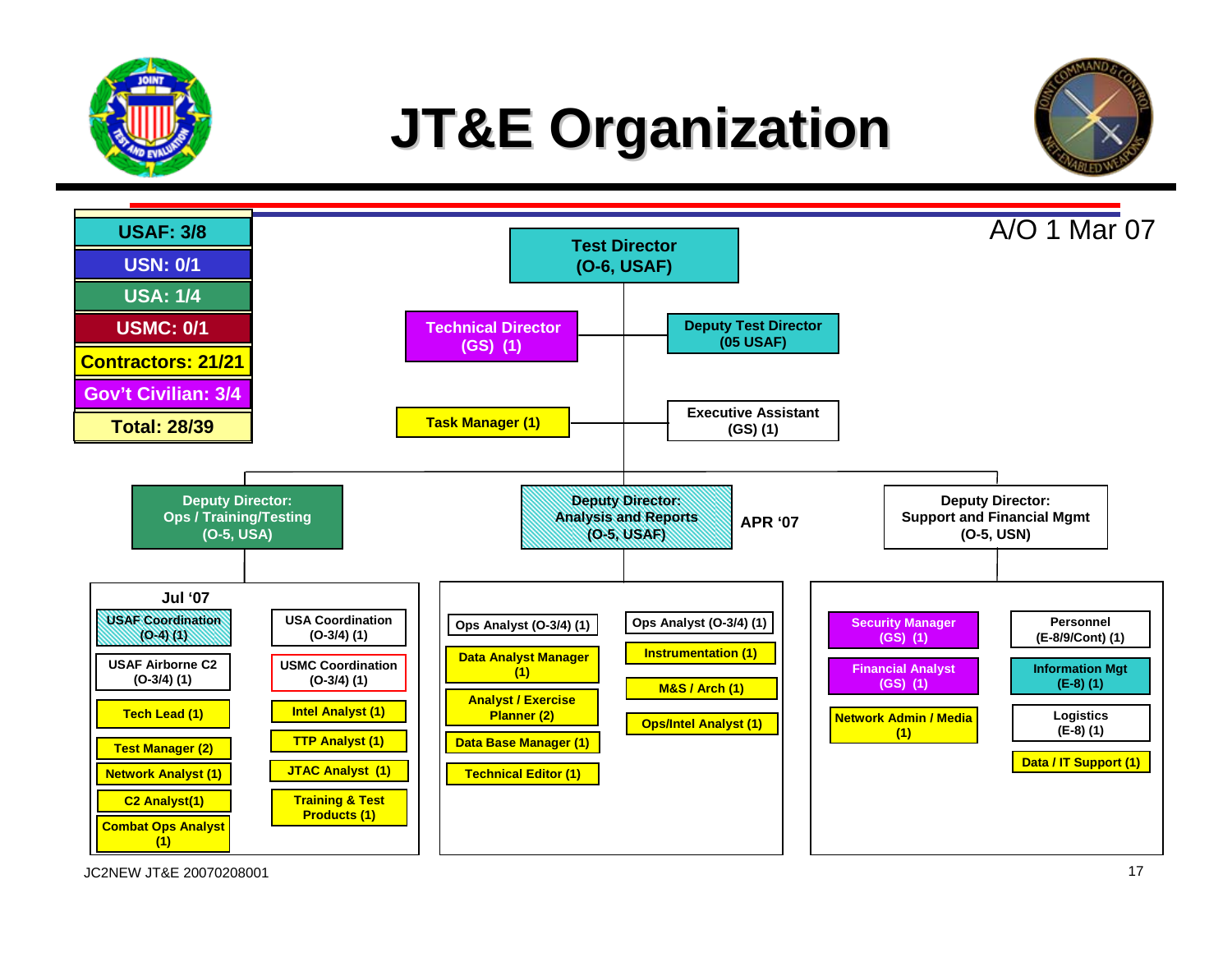# JT&E Organization

A/O 1 Mar 07

| | |
|---|---|
| USAF: 3/8 | |
| USN: 0/1 | |
| USA: 1/4 | |
| USMC: 0/1 | |
| Contractors: 21/21 | |
| Gov't Civilian: 3/4 | |
| Total: 28/39 | |

**Test Director (O-6, USAF)**

- Technical Director (GS) (1)
- Deputy Test Director (05 USAF)
- Task Manager (1)
- Executive Assistant (GS) (1)

**Deputy Director: Ops / Training/Testing (O-5, USA)**

Jul '07

- USAF Coordination (O-4) (1)
- USAF Airborne C2 (O-3/4) (1)
- Tech Lead (1)
- Test Manager (2)
- Network Analyst (1)
- C2 Analyst(1)
- Combat Ops Analyst (1)
- USA Coordination (O-3/4) (1)
- USMC Coordination (O-3/4) (1)
- Intel Analyst (1)
- TTP Analyst (1)
- JTAC Analyst (1)
- Training & Test Products (1)

**Deputy Director: Analysis and Reports (O-5, USAF)** APR '07

- Ops Analyst (O-3/4) (1)
- Data Analyst Manager (1)
- Analyst / Exercise Planner (2)
- Data Base Manager (1)
- Technical Editor (1)
- Ops Analyst (O-3/4) (1)
- Instrumentation (1)
- M&S / Arch (1)
- Ops/Intel Analyst (1)

**Deputy Director: Support and Financial Mgmt (O-5, USN)**

- Security Manager (GS) (1)
- Financial Analyst (GS) (1)
- Network Admin / Media (1)
- Personnel (E-8/9/Cont) (1)
- Information Mgt (E-8) (1)
- Logistics (E-8) (1)
- Data / IT Support (1)

JC2NEW JT&E 20070208001